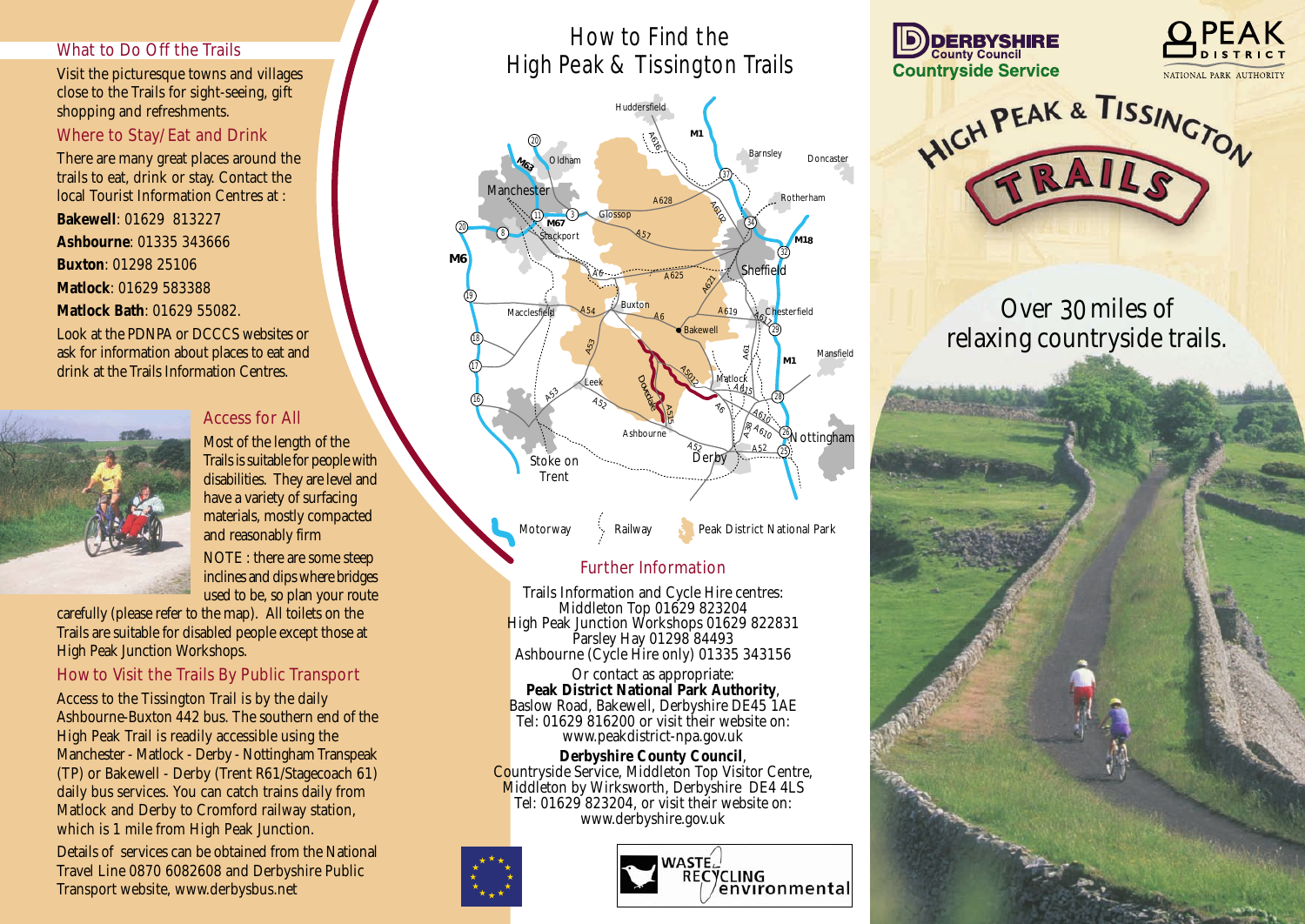## What to Do Off the Trails

Visit the picturesque towns and villages close to the Trails for sight-seeing, gift shopping and refreshments.

## Where to Stay/Eat and Drink

There are many great places around the trails to eat, drink or stay. Contact the local Tourist Information Centres at :

**Bakewell**: 01629 813227

**Ashbourne**: 01335 343666

**Buxton**: 01298 25106

**Matlock**: 01629 583388

**Matlock Bath**: 01629 55082.

Look at the PDNPA or DCCCS websites or ask for information about places to eat and drink at the Trails Information Centres.

## Access for All

Most of the length of the Trails is suitable for people with disabilities. They are level and have a variety of surfacing materials, mostly compacted and reasonably firm

NOTE : there are some steep inclines and dips where bridges used to be, so plan your route carefully (please refer to the map). All toilets on the Trails are suitable for disabled people except those at High Peak Junction Workshops.

## How to Visit the Trails By Public Transport

Access to the Tissington Trail is by the daily Ashbourne-Buxton 442 bus. The southern end of the High Peak Trail is readily accessible using the Manchester - Matlock - Derby - Nottingham Transpeak (TP) or Bakewell - Derby (Trent R61/Stagecoach 61) daily bus services. You can catch trains daily from Matlock and Derby to Cromford railway station, which is 1 mile from High Peak Junction.

Details of services can be obtained from the National Travel Line 0870 6082608 and Derbyshire Public Transport website, www.derbysbus.net

# How to Find the High Peak & Tissington Trails

Motorway — Railway — Peak District National Park

## Further Information

Trails Information and Cycle Hire centres:
Middleton Top 01629 823204
High Peak Junction Workshops 01629 822831
Parsley Hay 01298 84493
Ashbourne (Cycle Hire only) 01335 343156

Or contact as appropriate:
**Peak District National Park Authority**,
Baslow Road, Bakewell, Derbyshire DE45 1AE
Tel: 01629 816200 or visit their website on:
www.peakdistrict-npa.gov.uk

**Derbyshire County Council**,
Countryside Service, Middleton Top Visitor Centre,
Middleton by Wirksworth, Derbyshire DE4 4LS
Tel: 01629 823204, or visit their website on:
www.derbyshire.gov.uk

WASTE RECYCLING environmental

Derbyshire County Council Countryside Service

Peak District National Park Authority

# High Peak & Tissington Trails

Over 30 miles of relaxing countryside trails.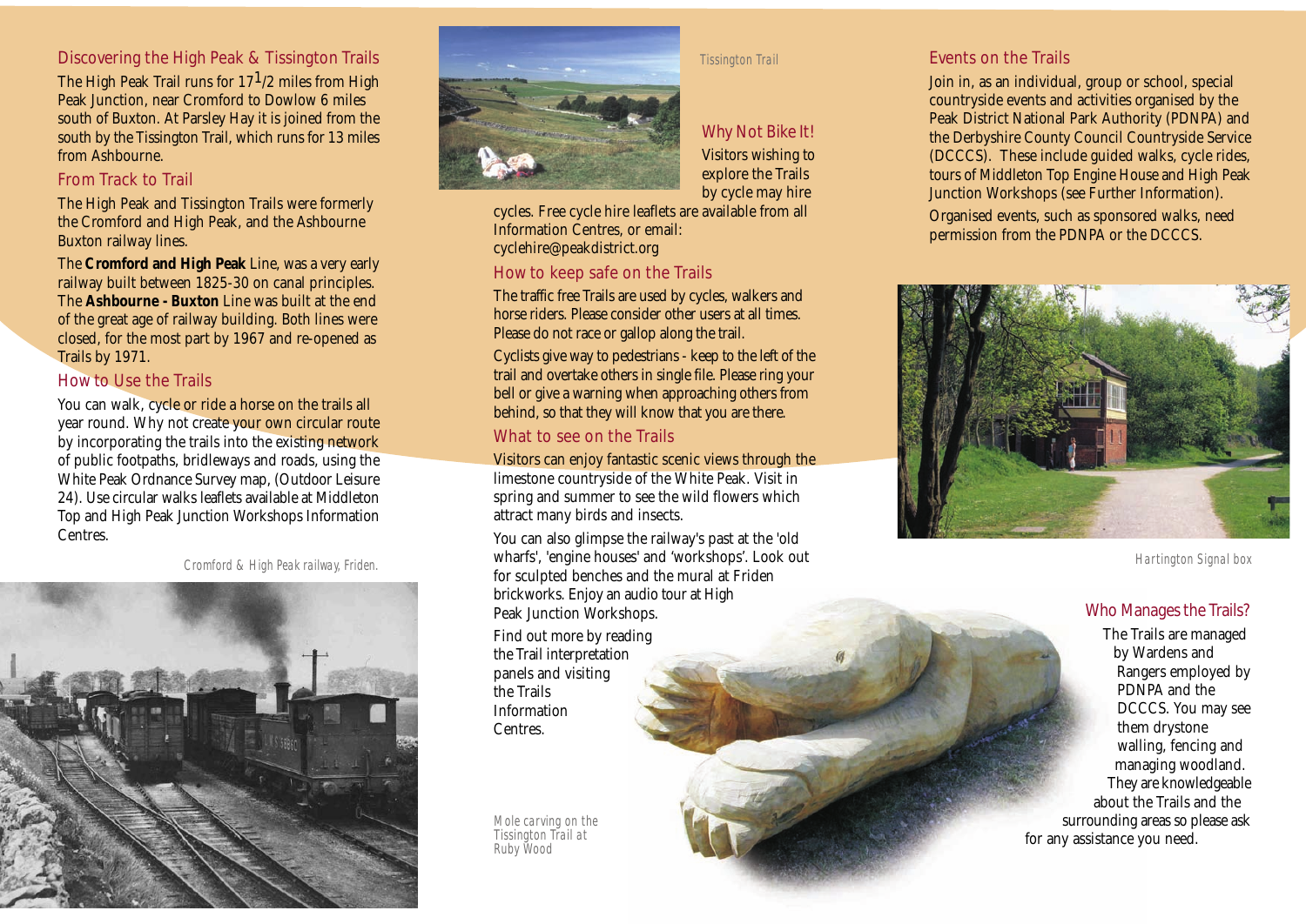## Discovering the High Peak & Tissington Trails

The High Peak Trail runs for 17½ miles from High Peak Junction, near Cromford to Dowlow 6 miles south of Buxton. At Parsley Hay it is joined from the south by the Tissington Trail, which runs for 13 miles from Ashbourne.

## From Track to Trail

The High Peak and Tissington Trails were formerly the Cromford and High Peak, and the Ashbourne Buxton railway lines.

The **Cromford and High Peak** Line, was a very early railway built between 1825-30 on canal principles. The **Ashbourne - Buxton** Line was built at the end of the great age of railway building. Both lines were closed, for the most part by 1967 and re-opened as Trails by 1971.

## How to Use the Trails

You can walk, cycle or ride a horse on the trails all year round. Why not create your own circular route by incorporating the trails into the existing network of public footpaths, bridleways and roads, using the White Peak Ordnance Survey map, (Outdoor Leisure 24). Use circular walks leaflets available at Middleton Top and High Peak Junction Workshops Information Centres.

*Cromford & High Peak railway, Friden.*

*Tissington Trail*

## Why Not Bike It!

Visitors wishing to explore the Trails by cycle may hire cycles. Free cycle hire leaflets are available from all Information Centres, or email: cyclehire@peakdistrict.org

## How to keep safe on the Trails

The traffic free Trails are used by cycles, walkers and horse riders. Please consider other users at all times. Please do not race or gallop along the trail.

Cyclists give way to pedestrians - keep to the left of the trail and overtake others in single file. Please ring your bell or give a warning when approaching others from behind, so that they will know that you are there.

## What to see on the Trails

Visitors can enjoy fantastic scenic views through the limestone countryside of the White Peak. Visit in spring and summer to see the wild flowers which attract many birds and insects.

You can also glimpse the railway's past at the 'old wharfs', 'engine houses' and 'workshops'. Look out for sculpted benches and the mural at Friden brickworks. Enjoy an audio tour at High Peak Junction Workshops.

Find out more by reading the Trail interpretation panels and visiting the Trails Information Centres.

*Mole carving on the Tissington Trail at Ruby Wood*

## Events on the Trails

Join in, as an individual, group or school, special countryside events and activities organised by the Peak District National Park Authority (PDNPA) and the Derbyshire County Council Countryside Service (DCCCS). These include guided walks, cycle rides, tours of Middleton Top Engine House and High Peak Junction Workshops (see Further Information).

Organised events, such as sponsored walks, need permission from the PDNPA or the DCCCS.

*Hartington Signal box*

## Who Manages the Trails?

The Trails are managed by Wardens and Rangers employed by PDNPA and the DCCCS. You may see them drystone walling, fencing and managing woodland. They are knowledgeable about the Trails and the surrounding areas so please ask for any assistance you need.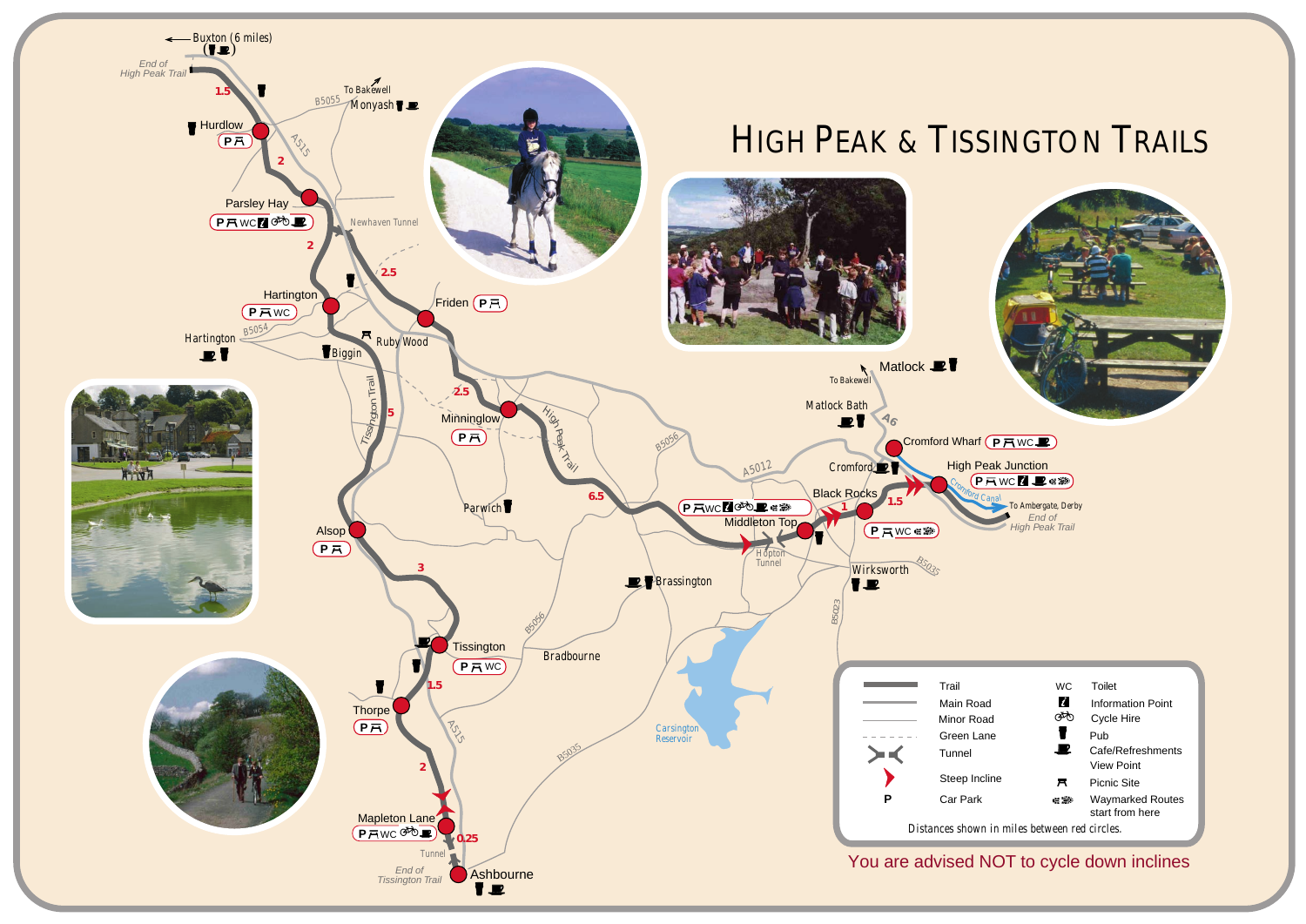# HIGH PEAK & TISSINGTON TRAILS

Buxton (6 miles)

End of High Peak Trail

1.5

Hurdlow

2

Parsley Hay

Newhaven Tunnel

2

2.5

Hartington

Friden

Hartington

Biggin

Ruby Wood

Tissington Trail

5

2.5

Minninglow

High Peak Trail

Parwich

6.5

Alsop

3

Tissington

Bradbourne

Thorpe

1.5

2

Mapleton Lane

0.25

Tunnel

End of Tissington Trail

Ashbourne

To Bakewell

Monyash

B5055

A515

B5054

B5056

A5012

Brassington

Carsington Reservoir

B5035

B5023

Middleton Top

Hopton Tunnel

Black Rocks

1

1.5

Wirksworth

Cromford

Cromford Wharf

High Peak Junction

Cromford Canal

To Ambergate, Derby

End of High Peak Trail

Matlock Bath

Matlock

To Bakewell

A6

B5035

Trail

Main Road

Minor Road

Green Lane

Tunnel

Steep Incline

P Car Park

WC Toilet

Information Point

Cycle Hire

Pub

Cafe/Refreshments

View Point

Picnic Site

Waymarked Routes start from here

Distances shown in miles between red circles.

You are advised NOT to cycle down inclines